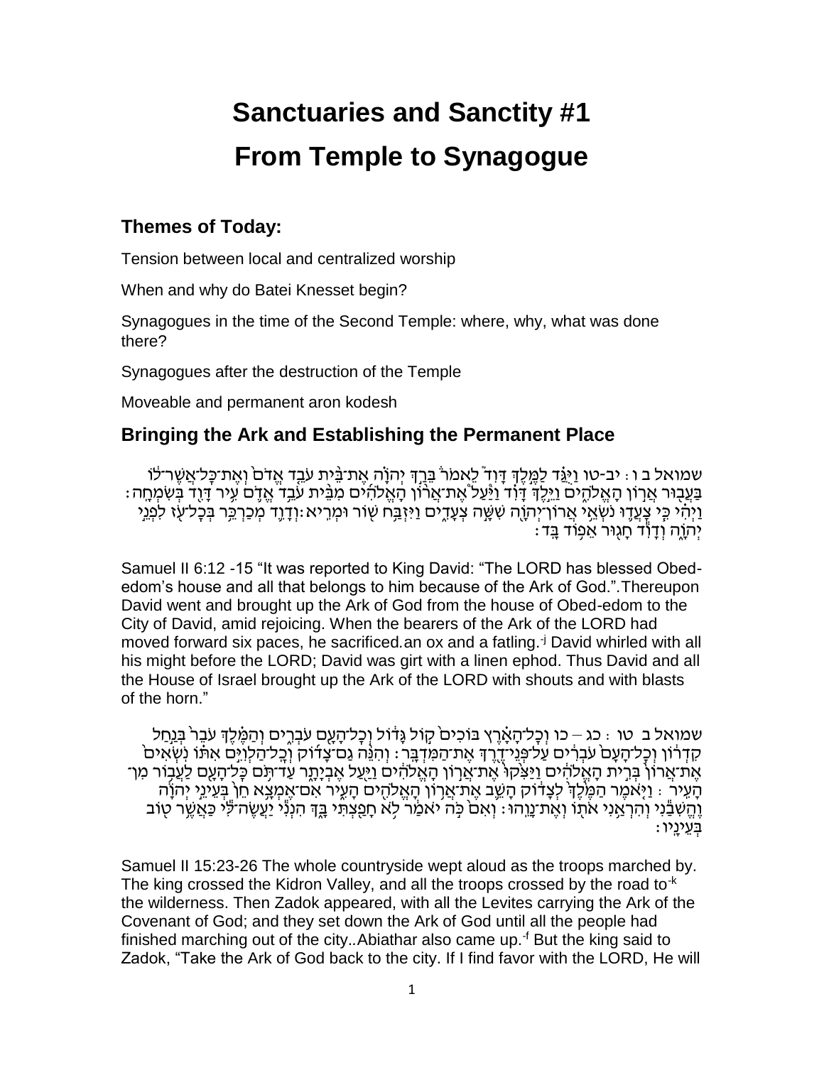# Sanctuaries and Sanctity #1

# From Temple to Synagogue

## Themes of Today:

Tension between local and centralized worship

When and why do Batei Knesset begin?

Synagogues in the time of the Second Temple: where, why, what was done there?

Synagogues after the destruction of the Temple

Moveable and permanent aron kodesh

## Bringing the Ark and Establishing the Permanent Place

שמואל ב ו: יב-טו וַיֻּגַּד לַמֶּלֶךְ דָּוִד לֵאמֹר בֵּרַךְ יְהוָה אֶת־בֵּית עֹבֵד אֱדֹם וְאֶת־כָּל־אֲשֶׁר־לוֹ בַּעֲבוּר אֲרוֹן הָאֱלֹהִים וַיֵּלֶךְ דָּוִד וַיַּעַל אֶת־אֲרוֹן הָאֱלֹהִים מִבֵּית עֹבֵד אֱדֹם עִיר דָּוִד בְּשִׂמְחָה: וַיְהִי כִּי צָעֲדוּ נֹשְׂאֵי אֲרוֹן־יְהוָה שִׁשָּׁה צְעָדִים וַיִּזְבַּח שׁוֹר וּמְרִיא: וְדָוִד מְכַרְכֵּר בְּכָל־עֹז לִפְנֵי יְהוָה וְדָוִד חָגוּר אֵפוֹד בָּד:

Samuel II 6:12 -15 "It was reported to King David: "The LORD has blessed Obed-edom's house and all that belongs to him because of the Ark of God.".Thereupon David went and brought up the Ark of God from the house of Obed-edom to the City of David, amid rejoicing. When the bearers of the Ark of the LORD had moved forward six paces, he sacrificed.an ox and a fatling.[j] David whirled with all his might before the LORD; David was girt with a linen ephod. Thus David and all the House of Israel brought up the Ark of the LORD with shouts and with blasts of the horn."

שמואל ב טו: כג – כו וְכָל־הָאָרֶץ בּוֹכִים קוֹל גָּדוֹל וְכָל־הָעָם עֹבְרִים וְהַמֶּלֶךְ עֹבֵר בְּנַחַל קִדְרוֹן וְכָל־הָעָם עֹבְרִים עַל־פְּנֵי־דֶרֶךְ אֶת־הַמִּדְבָּר: וְהִנֵּה גַם־צָדוֹק וְכָל־הַלְוִיִּם אִתּוֹ נֹשְׂאִים אֶת־אֲרוֹן בְּרִית הָאֱלֹהִים וַיַּצִּקוּ אֶת־אֲרוֹן הָאֱלֹהִים וַיַּעַל אֶבְיָתָר עַד־תֹּם כָּל־הָעָם לַעֲבוֹר מִן־הָעִיר: וַיֹּאמֶר הַמֶּלֶךְ לְצָדוֹק הָשֵׁב אֶת־אֲרוֹן הָאֱלֹהִים הָעִיר אִם־אֶמְצָא חֵן בְּעֵינֵי יְהוָה וֶהֱשִׁבַנִי וְהִרְאַנִי אֹתוֹ וְאֶת־נָוֵהוּ: וְאִם כֹּה יֹאמַר לֹא חָפַצְתִּי בָּךְ הִנְנִי יַעֲשֶׂה־לִּי כַּאֲשֶׁר טוֹב בְּעֵינָיו:

Samuel II 15:23-26 The whole countryside wept aloud as the troops marched by. The king crossed the Kidron Valley, and all the troops crossed by the road to[k] the wilderness. Then Zadok appeared, with all the Levites carrying the Ark of the Covenant of God; and they set down the Ark of God until all the people had finished marching out of the city..Abiathar also came up.[f] But the king said to Zadok, "Take the Ark of God back to the city. If I find favor with the LORD, He will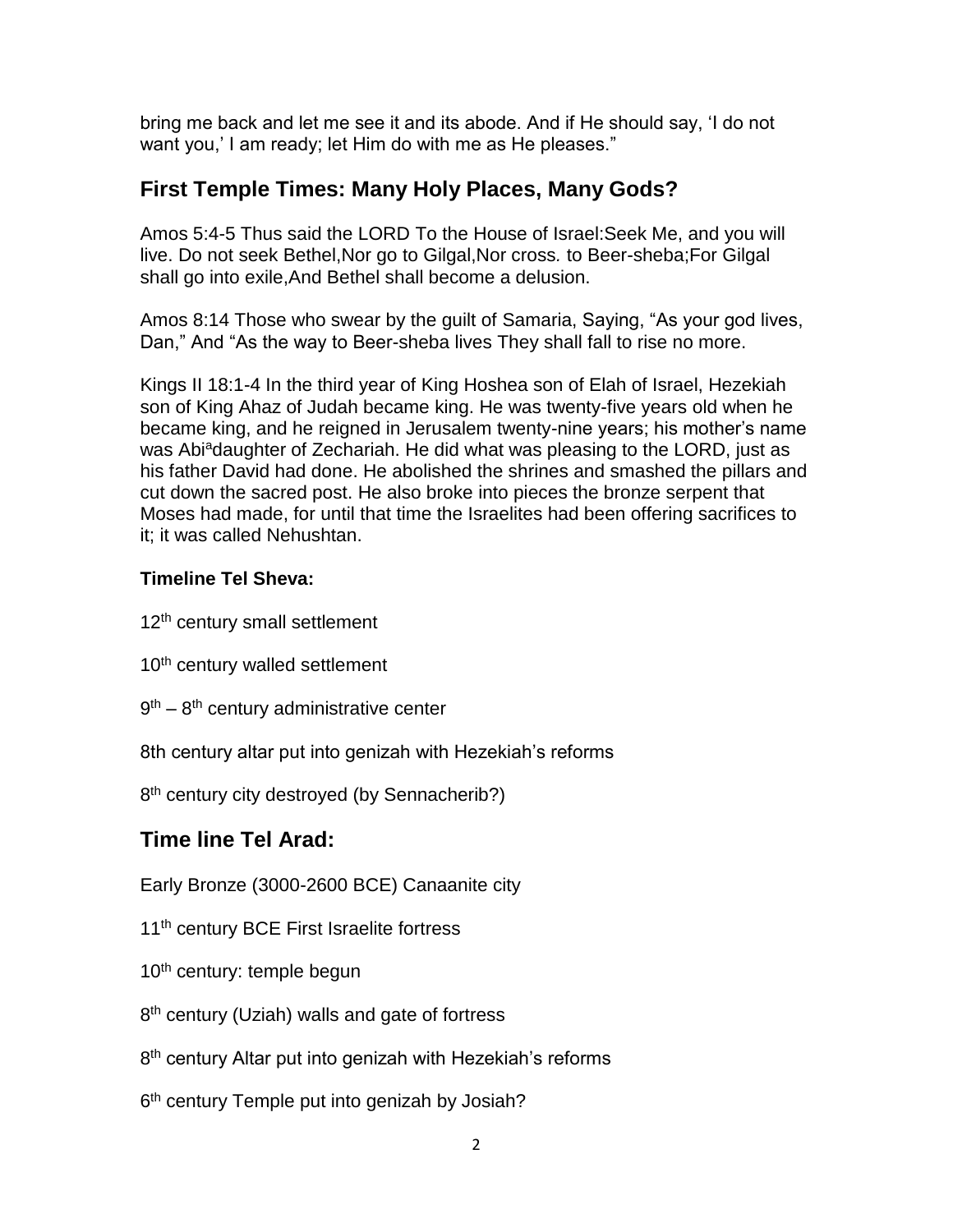bring me back and let me see it and its abode. And if He should say, 'I do not want you,' I am ready; let Him do with me as He pleases."

## First Temple Times: Many Holy Places, Many Gods?

Amos 5:4-5 Thus said the LORD To the House of Israel:Seek Me, and you will live. Do not seek Bethel,Nor go to Gilgal,Nor cross. to Beer-sheba;For Gilgal shall go into exile,And Bethel shall become a delusion.

Amos 8:14 Those who swear by the guilt of Samaria, Saying, "As your god lives, Dan," And "As the way to Beer-sheba lives They shall fall to rise no more.

Kings II 18:1-4 In the third year of King Hoshea son of Elah of Israel, Hezekiah son of King Ahaz of Judah became king. He was twenty-five years old when he became king, and he reigned in Jerusalem twenty-nine years; his mother's name was Abi[a]daughter of Zechariah. He did what was pleasing to the LORD, just as his father David had done. He abolished the shrines and smashed the pillars and cut down the sacred post. He also broke into pieces the bronze serpent that Moses had made, for until that time the Israelites had been offering sacrifices to it; it was called Nehushtan.

**Timeline Tel Sheva:**

12th century small settlement

10th century walled settlement

9th – 8th century administrative center

8th century altar put into genizah with Hezekiah's reforms

8th century city destroyed (by Sennacherib?)

## Time line Tel Arad:

Early Bronze (3000-2600 BCE) Canaanite city

11th century BCE First Israelite fortress

10th century: temple begun

8th century (Uziah) walls and gate of fortress

8th century Altar put into genizah with Hezekiah's reforms

6th century Temple put into genizah by Josiah?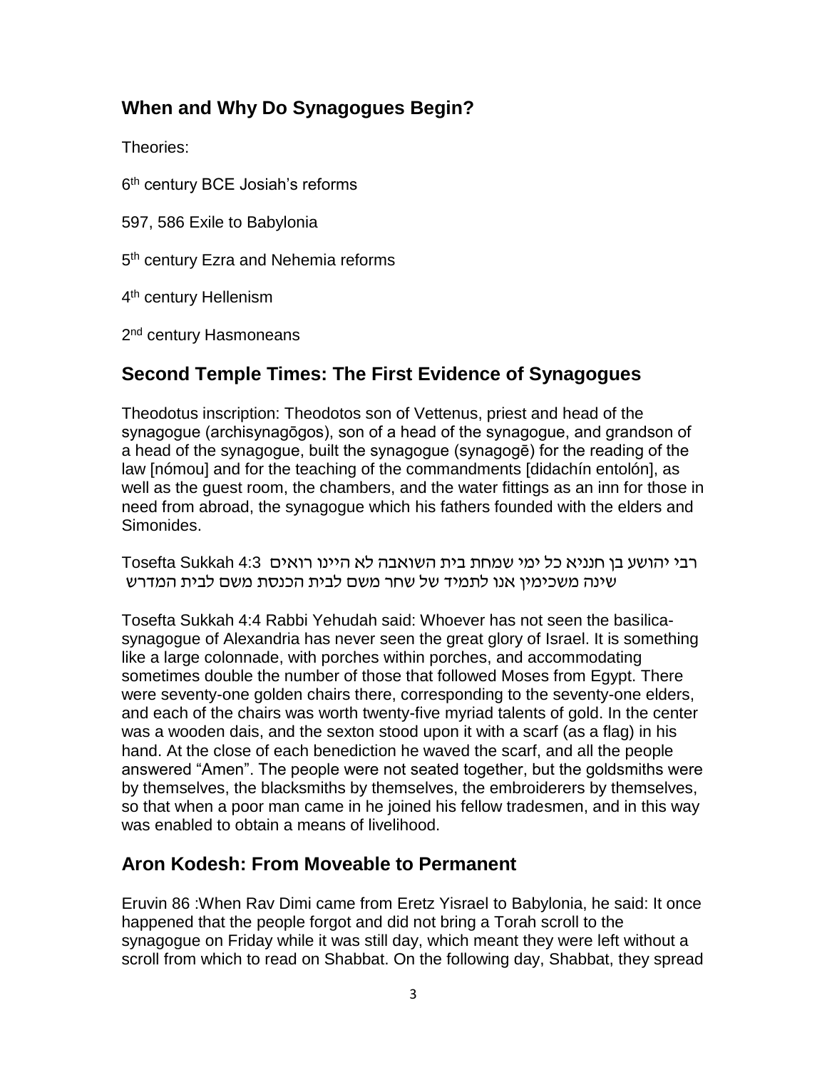## When and Why Do Synagogues Begin?

Theories:

6th century BCE Josiah's reforms

597, 586 Exile to Babylonia

5th century Ezra and Nehemia reforms

4th century Hellenism

2nd century Hasmoneans

## Second Temple Times: The First Evidence of Synagogues

Theodotus inscription: Theodotos son of Vettenus, priest and head of the synagogue (archisynagōgos), son of a head of the synagogue, and grandson of a head of the synagogue, built the synagogue (synagogē) for the reading of the law [nómou] and for the teaching of the commandments [didachín entolón], as well as the guest room, the chambers, and the water fittings as an inn for those in need from abroad, the synagogue which his fathers founded with the elders and Simonides.

Tosefta Sukkah 4:3 רבי יהושע בן חנניא כל ימי שמחת בית השואבה לא היינו רואים שינה משכימין אנו לתמיד של שחר משם לבית הכנסת משם לבית המדרש

Tosefta Sukkah 4:4 Rabbi Yehudah said: Whoever has not seen the basilica-synagogue of Alexandria has never seen the great glory of Israel. It is something like a large colonnade, with porches within porches, and accommodating sometimes double the number of those that followed Moses from Egypt. There were seventy-one golden chairs there, corresponding to the seventy-one elders, and each of the chairs was worth twenty-five myriad talents of gold. In the center was a wooden dais, and the sexton stood upon it with a scarf (as a flag) in his hand. At the close of each benediction he waved the scarf, and all the people answered "Amen". The people were not seated together, but the goldsmiths were by themselves, the blacksmiths by themselves, the embroiderers by themselves, so that when a poor man came in he joined his fellow tradesmen, and in this way was enabled to obtain a means of livelihood.

## Aron Kodesh: From Moveable to Permanent

Eruvin 86 :When Rav Dimi came from Eretz Yisrael to Babylonia, he said: It once happened that the people forgot and did not bring a Torah scroll to the synagogue on Friday while it was still day, which meant they were left without a scroll from which to read on Shabbat. On the following day, Shabbat, they spread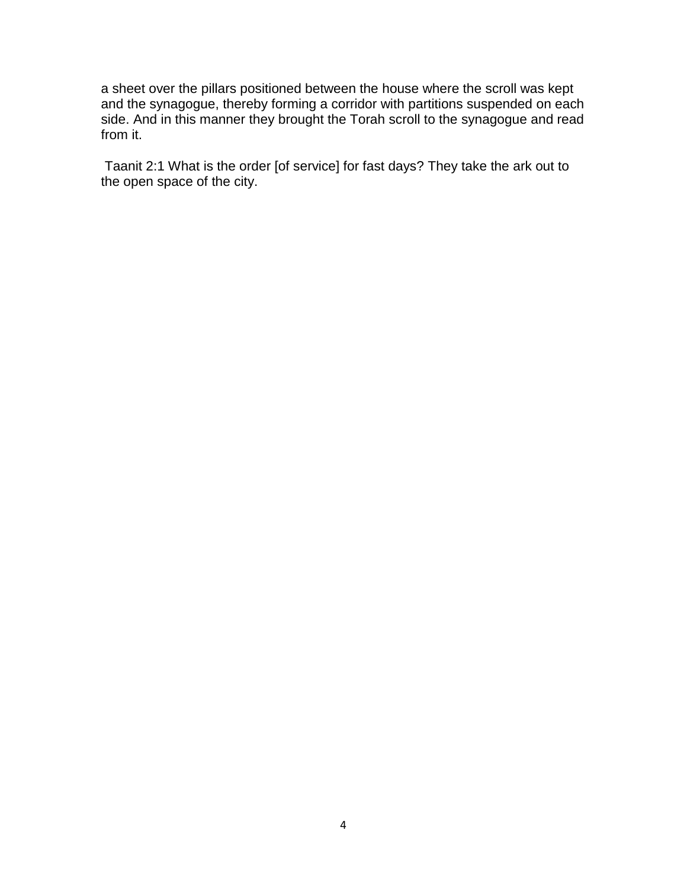a sheet over the pillars positioned between the house where the scroll was kept and the synagogue, thereby forming a corridor with partitions suspended on each side. And in this manner they brought the Torah scroll to the synagogue and read from it.

Taanit 2:1 What is the order [of service] for fast days? They take the ark out to the open space of the city.